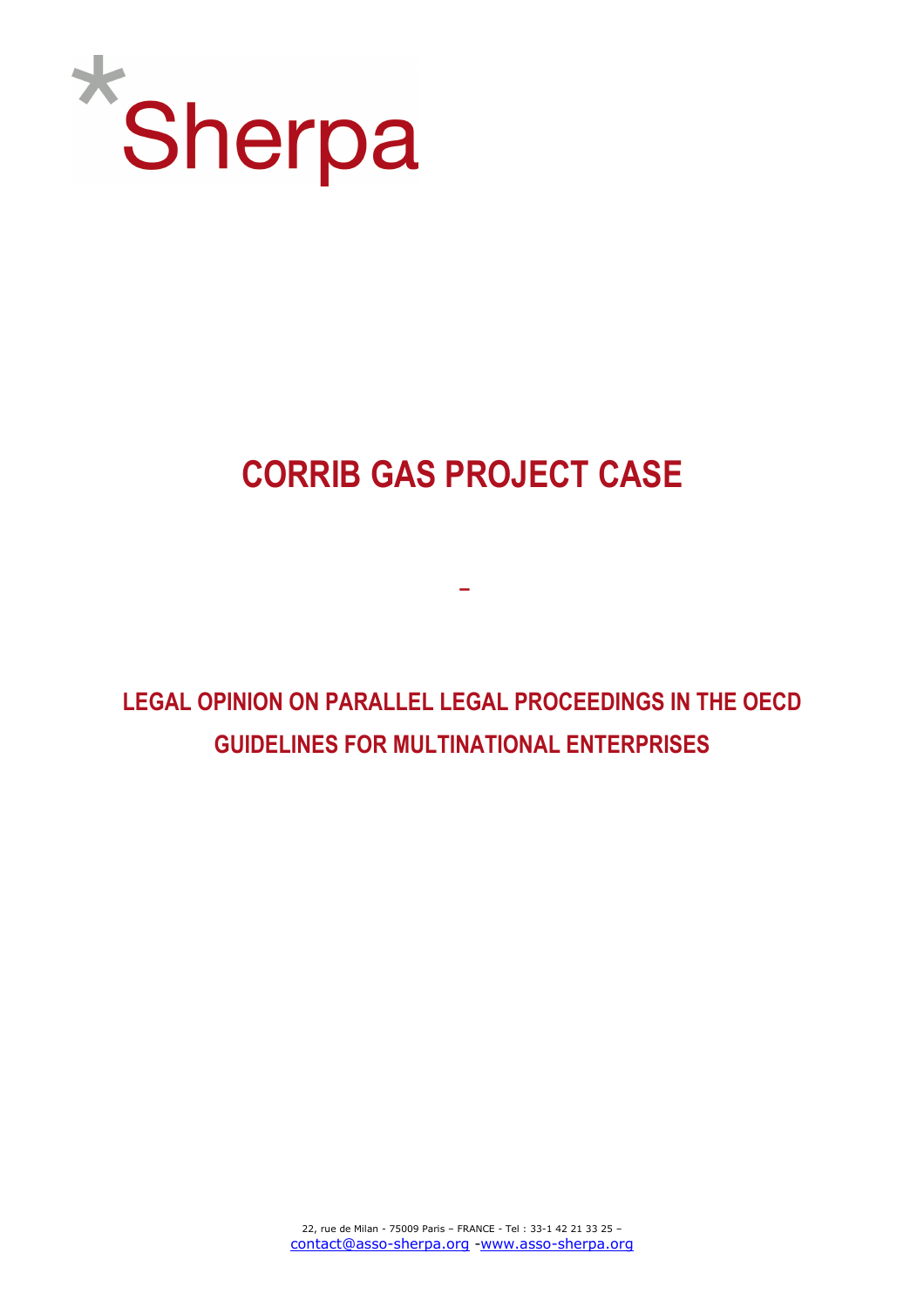*Sherpa

# CORRIB GAS PROJECT CASE

–

## LEGAL OPINION ON PARALLEL LEGAL PROCEEDINGS IN THE OECD GUIDELINES FOR MULTINATIONAL ENTERPRISES

22, rue de Milan - 75009 Paris – FRANCE - Tel : 33-1 42 21 33 25 –
contact@asso-sherpa.org -www.asso-sherpa.org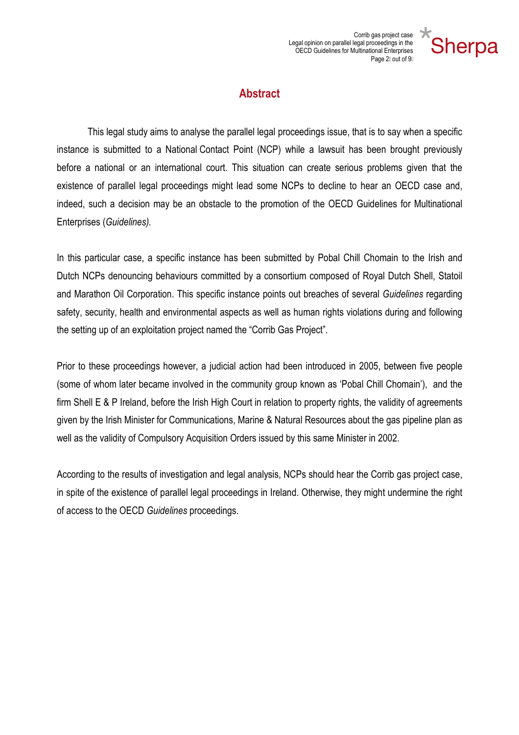## Abstract

This legal study aims to analyse the parallel legal proceedings issue, that is to say when a specific instance is submitted to a National Contact Point (NCP) while a lawsuit has been brought previously before a national or an international court. This situation can create serious problems given that the existence of parallel legal proceedings might lead some NCPs to decline to hear an OECD case and, indeed, such a decision may be an obstacle to the promotion of the OECD Guidelines for Multinational Enterprises (*Guidelines).*

In this particular case, a specific instance has been submitted by Pobal Chill Chomain to the Irish and Dutch NCPs denouncing behaviours committed by a consortium composed of Royal Dutch Shell, Statoil and Marathon Oil Corporation. This specific instance points out breaches of several *Guidelines* regarding safety, security, health and environmental aspects as well as human rights violations during and following the setting up of an exploitation project named the "Corrib Gas Project".

Prior to these proceedings however, a judicial action had been introduced in 2005, between five people (some of whom later became involved in the community group known as 'Pobal Chill Chomain'), and the firm Shell E & P Ireland, before the Irish High Court in relation to property rights, the validity of agreements given by the Irish Minister for Communications, Marine & Natural Resources about the gas pipeline plan as well as the validity of Compulsory Acquisition Orders issued by this same Minister in 2002.

According to the results of investigation and legal analysis, NCPs should hear the Corrib gas project case, in spite of the existence of parallel legal proceedings in Ireland. Otherwise, they might undermine the right of access to the OECD *Guidelines* proceedings.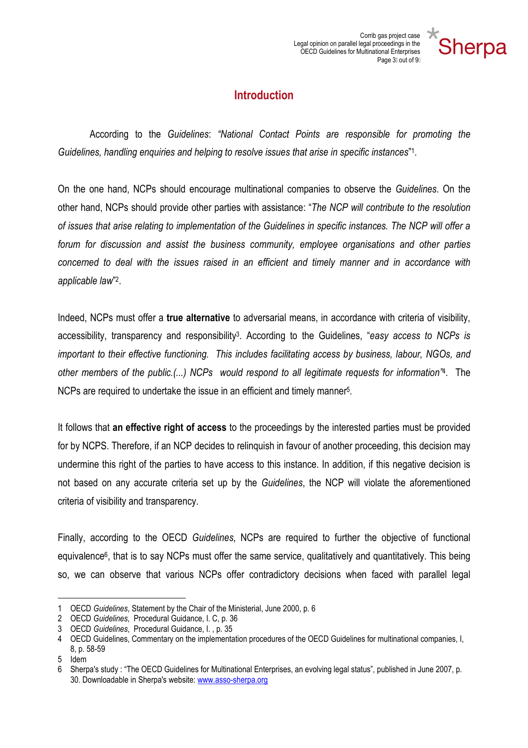## Introduction

According to the *Guidelines*: *"National Contact Points are responsible for promoting the Guidelines, handling enquiries and helping to resolve issues that arise in specific instances*"[1].

On the one hand, NCPs should encourage multinational companies to observe the *Guidelines*. On the other hand, NCPs should provide other parties with assistance: "*The NCP will contribute to the resolution of issues that arise relating to implementation of the Guidelines in specific instances. The NCP will offer a forum for discussion and assist the business community, employee organisations and other parties concerned to deal with the issues raised in an efficient and timely manner and in accordance with applicable law*"[2].

Indeed, NCPs must offer a **true alternative** to adversarial means, in accordance with criteria of visibility, accessibility, transparency and responsibility[3]. According to the Guidelines, "*easy access to NCPs is important to their effective functioning. This includes facilitating access by business, labour, NGOs, and other members of the public.(...) NCPs would respond to all legitimate requests for information"*[4]. The NCPs are required to undertake the issue in an efficient and timely manner[5].

It follows that **an effective right of access** to the proceedings by the interested parties must be provided for by NCPS. Therefore, if an NCP decides to relinquish in favour of another proceeding, this decision may undermine this right of the parties to have access to this instance. In addition, if this negative decision is not based on any accurate criteria set up by the *Guidelines*, the NCP will violate the aforementioned criteria of visibility and transparency.

Finally, according to the OECD *Guidelines*, NCPs are required to further the objective of functional equivalence[6], that is to say NCPs must offer the same service, qualitatively and quantitatively. This being so, we can observe that various NCPs offer contradictory decisions when faced with parallel legal

---

1 OECD *Guidelines*, Statement by the Chair of the Ministerial, June 2000, p. 6

2 OECD *Guidelines*, Procedural Guidance, I. C, p. 36

3 OECD *Guidelines*, Procedural Guidance, I. , p. 35

4 OECD Guidelines, Commentary on the implementation procedures of the OECD Guidelines for multinational companies, I, 8, p. 58-59

5 Idem

6 Sherpa's study : "The OECD Guidelines for Multinational Enterprises, an evolving legal status", published in June 2007, p. 30. Downloadable in Sherpa's website: www.asso-sherpa.org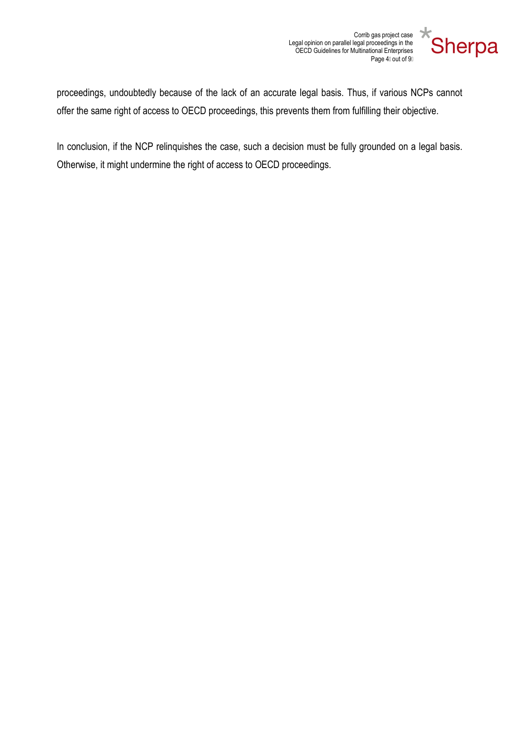proceedings, undoubtedly because of the lack of an accurate legal basis. Thus, if various NCPs cannot offer the same right of access to OECD proceedings, this prevents them from fulfilling their objective.

In conclusion, if the NCP relinquishes the case, such a decision must be fully grounded on a legal basis. Otherwise, it might undermine the right of access to OECD proceedings.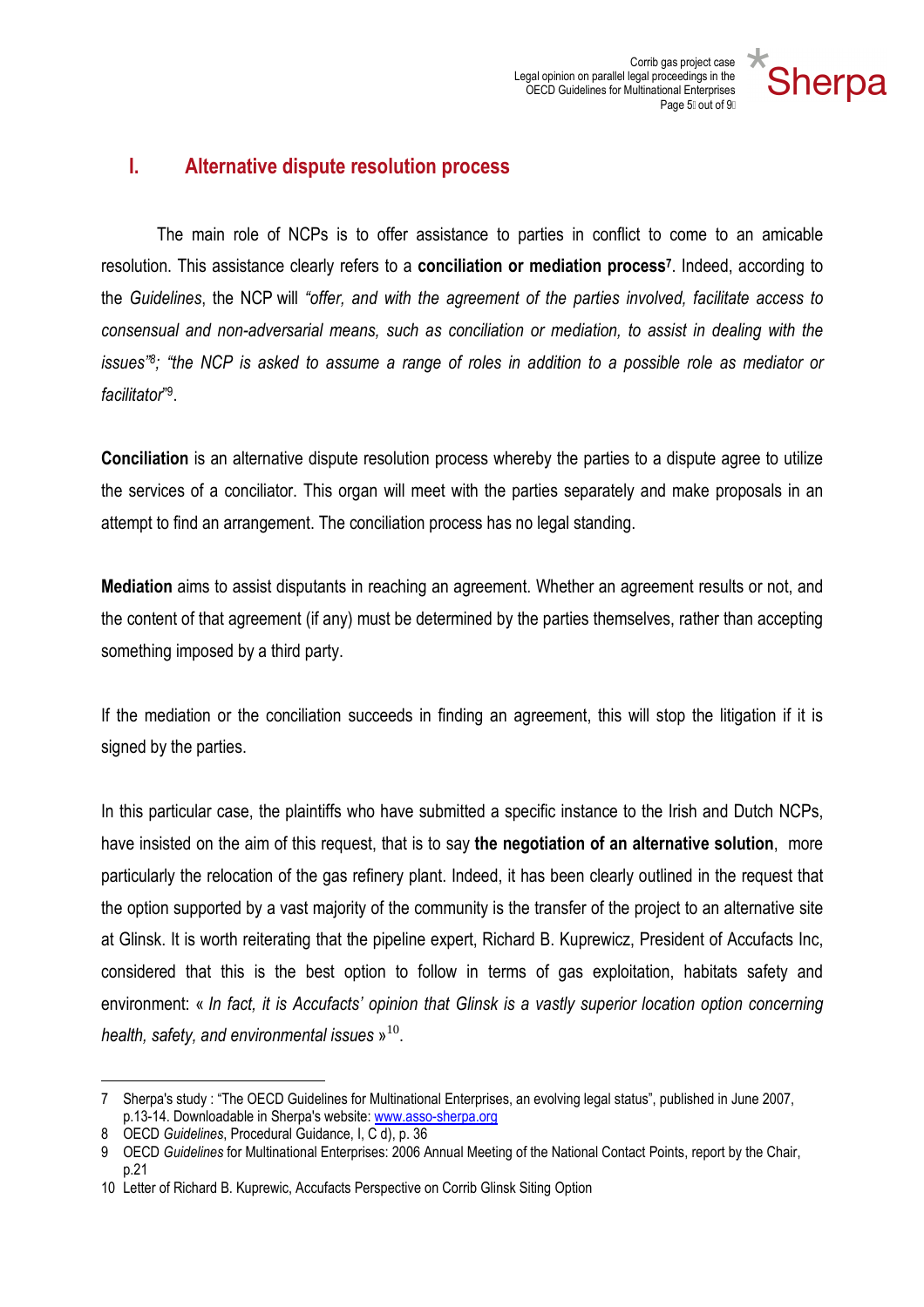## I. Alternative dispute resolution process

The main role of NCPs is to offer assistance to parties in conflict to come to an amicable resolution. This assistance clearly refers to a **conciliation or mediation process**[7]. Indeed, according to the *Guidelines*, the NCP will *"offer, and with the agreement of the parties involved, facilitate access to consensual and non-adversarial means, such as conciliation or mediation, to assist in dealing with the issues"*[8]*; "the NCP is asked to assume a range of roles in addition to a possible role as mediator or facilitator"*[9].

**Conciliation** is an alternative dispute resolution process whereby the parties to a dispute agree to utilize the services of a conciliator. This organ will meet with the parties separately and make proposals in an attempt to find an arrangement. The conciliation process has no legal standing.

**Mediation** aims to assist disputants in reaching an agreement. Whether an agreement results or not, and the content of that agreement (if any) must be determined by the parties themselves, rather than accepting something imposed by a third party.

If the mediation or the conciliation succeeds in finding an agreement, this will stop the litigation if it is signed by the parties.

In this particular case, the plaintiffs who have submitted a specific instance to the Irish and Dutch NCPs, have insisted on the aim of this request, that is to say **the negotiation of an alternative solution**, more particularly the relocation of the gas refinery plant. Indeed, it has been clearly outlined in the request that the option supported by a vast majority of the community is the transfer of the project to an alternative site at Glinsk. It is worth reiterating that the pipeline expert, Richard B. Kuprewicz, President of Accufacts Inc, considered that this is the best option to follow in terms of gas exploitation, habitats safety and environment: « *In fact, it is Accufacts' opinion that Glinsk is a vastly superior location option concerning health, safety, and environmental issues* »[10].

---

7 Sherpa's study : "The OECD Guidelines for Multinational Enterprises, an evolving legal status", published in June 2007, p.13-14. Downloadable in Sherpa's website: www.asso-sherpa.org

8 OECD *Guidelines*, Procedural Guidance, I, C d), p. 36

9 OECD *Guidelines* for Multinational Enterprises: 2006 Annual Meeting of the National Contact Points, report by the Chair, p.21

10 Letter of Richard B. Kuprewic, Accufacts Perspective on Corrib Glinsk Siting Option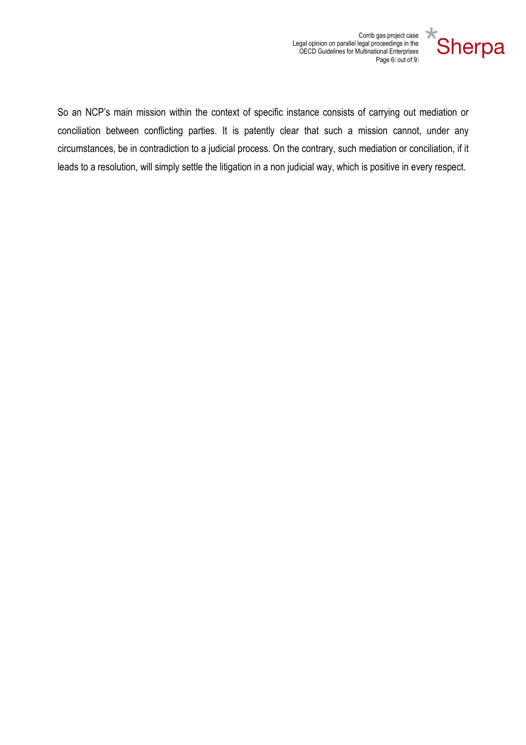So an NCP's main mission within the context of specific instance consists of carrying out mediation or conciliation between conflicting parties. It is patently clear that such a mission cannot, under any circumstances, be in contradiction to a judicial process. On the contrary, such mediation or conciliation, if it leads to a resolution, will simply settle the litigation in a non judicial way, which is positive in every respect.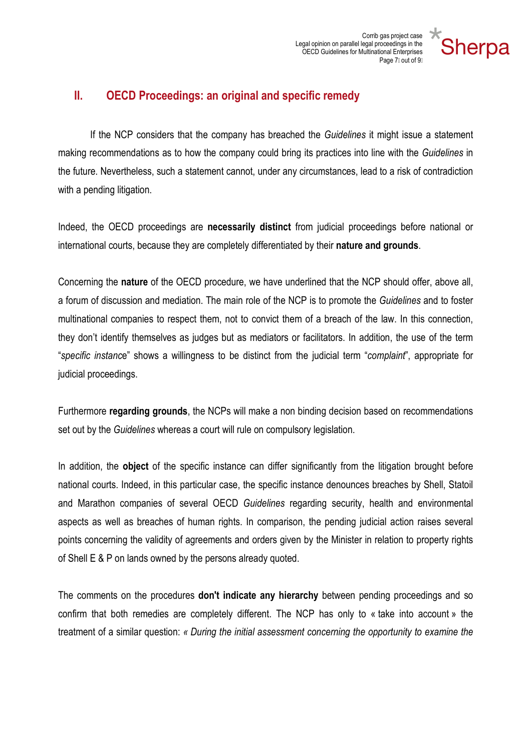## II. OECD Proceedings: an original and specific remedy

If the NCP considers that the company has breached the *Guidelines* it might issue a statement making recommendations as to how the company could bring its practices into line with the *Guidelines* in the future. Nevertheless, such a statement cannot, under any circumstances, lead to a risk of contradiction with a pending litigation.

Indeed, the OECD proceedings are **necessarily distinct** from judicial proceedings before national or international courts, because they are completely differentiated by their **nature and grounds**.

Concerning the **nature** of the OECD procedure, we have underlined that the NCP should offer, above all, a forum of discussion and mediation. The main role of the NCP is to promote the *Guidelines* and to foster multinational companies to respect them, not to convict them of a breach of the law. In this connection, they don't identify themselves as judges but as mediators or facilitators. In addition, the use of the term "*specific instance*" shows a willingness to be distinct from the judicial term "*complaint*", appropriate for judicial proceedings.

Furthermore **regarding grounds**, the NCPs will make a non binding decision based on recommendations set out by the *Guidelines* whereas a court will rule on compulsory legislation.

In addition, the **object** of the specific instance can differ significantly from the litigation brought before national courts. Indeed, in this particular case, the specific instance denounces breaches by Shell, Statoil and Marathon companies of several OECD *Guidelines* regarding security, health and environmental aspects as well as breaches of human rights. In comparison, the pending judicial action raises several points concerning the validity of agreements and orders given by the Minister in relation to property rights of Shell E & P on lands owned by the persons already quoted.

The comments on the procedures **don't indicate any hierarchy** between pending proceedings and so confirm that both remedies are completely different. The NCP has only to « take into account » the treatment of a similar question: *« During the initial assessment concerning the opportunity to examine the*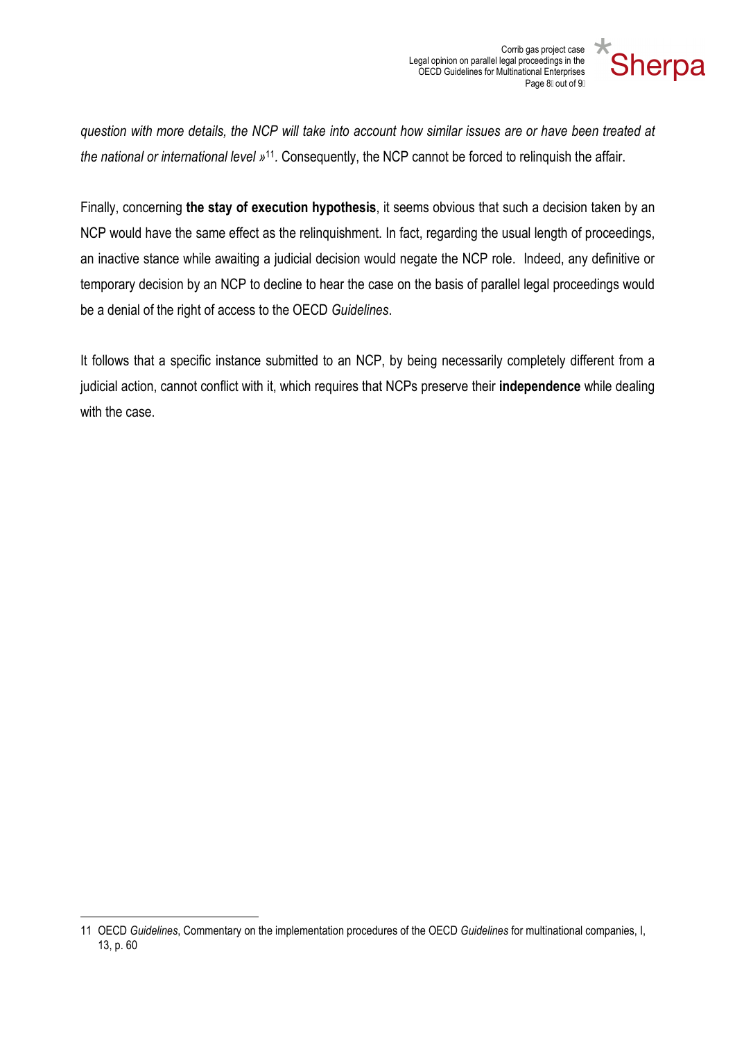*question with more details, the NCP will take into account how similar issues are or have been treated at the national or international level »*[11]. Consequently, the NCP cannot be forced to relinquish the affair.

Finally, concerning **the stay of execution hypothesis**, it seems obvious that such a decision taken by an NCP would have the same effect as the relinquishment. In fact, regarding the usual length of proceedings, an inactive stance while awaiting a judicial decision would negate the NCP role. Indeed, any definitive or temporary decision by an NCP to decline to hear the case on the basis of parallel legal proceedings would be a denial of the right of access to the OECD *Guidelines*.

It follows that a specific instance submitted to an NCP, by being necessarily completely different from a judicial action, cannot conflict with it, which requires that NCPs preserve their **independence** while dealing with the case.

---

11 OECD *Guidelines*, Commentary on the implementation procedures of the OECD *Guidelines* for multinational companies, I, 13, p. 60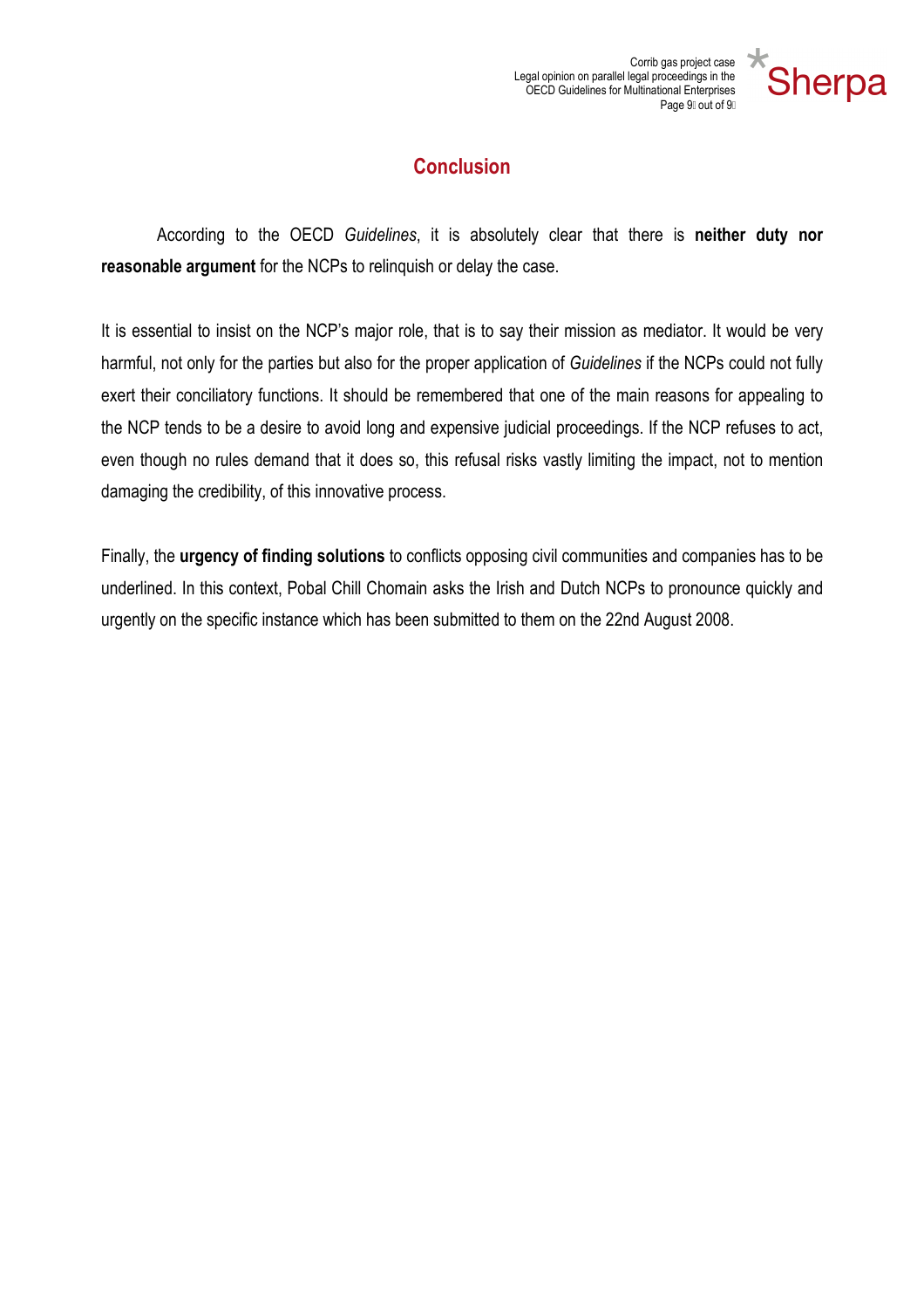## Conclusion

According to the OECD *Guidelines*, it is absolutely clear that there is **neither duty nor reasonable argument** for the NCPs to relinquish or delay the case.

It is essential to insist on the NCP's major role, that is to say their mission as mediator. It would be very harmful, not only for the parties but also for the proper application of *Guidelines* if the NCPs could not fully exert their conciliatory functions. It should be remembered that one of the main reasons for appealing to the NCP tends to be a desire to avoid long and expensive judicial proceedings. If the NCP refuses to act, even though no rules demand that it does so, this refusal risks vastly limiting the impact, not to mention damaging the credibility, of this innovative process.

Finally, the **urgency of finding solutions** to conflicts opposing civil communities and companies has to be underlined. In this context, Pobal Chill Chomain asks the Irish and Dutch NCPs to pronounce quickly and urgently on the specific instance which has been submitted to them on the 22nd August 2008.